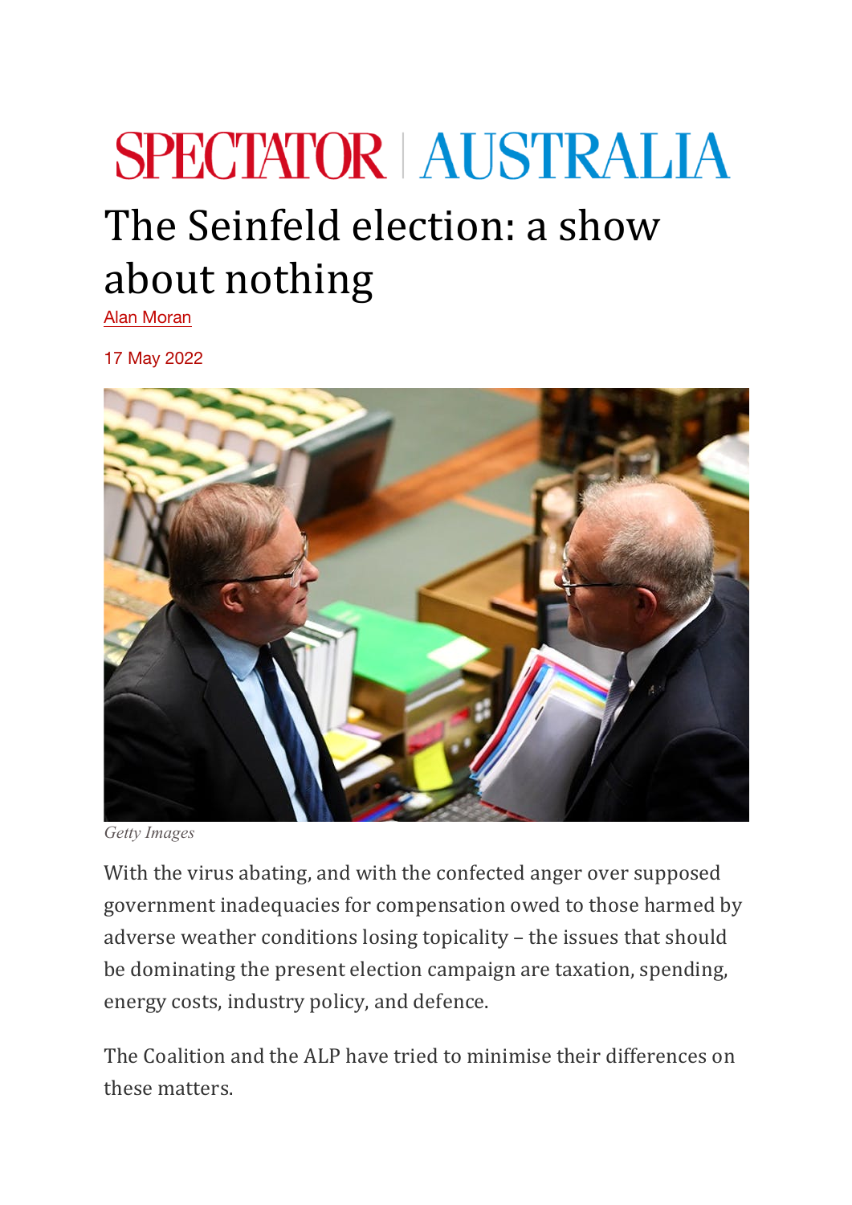SPECTATOR | AUSTRALIA

# The Seinfeld election: a show about nothing

Alan Moran

17 May 2022

*Getty Images*

With the virus abating, and with the confected anger over supposed government inadequacies for compensation owed to those harmed by adverse weather conditions losing topicality – the issues that should be dominating the present election campaign are taxation, spending, energy costs, industry policy, and defence.

The Coalition and the ALP have tried to minimise their differences on these matters.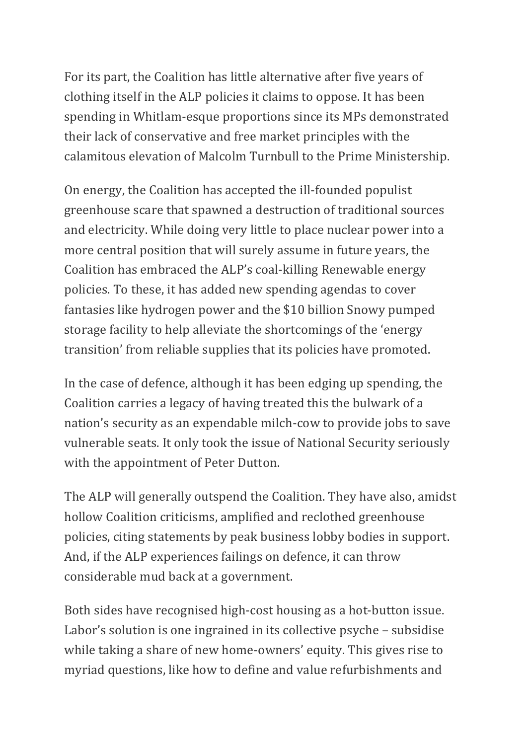For its part, the Coalition has little alternative after five years of clothing itself in the ALP policies it claims to oppose. It has been spending in Whitlam-esque proportions since its MPs demonstrated their lack of conservative and free market principles with the calamitous elevation of Malcolm Turnbull to the Prime Ministership.

On energy, the Coalition has accepted the ill-founded populist greenhouse scare that spawned a destruction of traditional sources and electricity. While doing very little to place nuclear power into a more central position that will surely assume in future years, the Coalition has embraced the ALP's coal-killing Renewable energy policies. To these, it has added new spending agendas to cover fantasies like hydrogen power and the $10 billion Snowy pumped storage facility to help alleviate the shortcomings of the 'energy transition' from reliable supplies that its policies have promoted.

In the case of defence, although it has been edging up spending, the Coalition carries a legacy of having treated this the bulwark of a nation's security as an expendable milch-cow to provide jobs to save vulnerable seats. It only took the issue of National Security seriously with the appointment of Peter Dutton.

The ALP will generally outspend the Coalition. They have also, amidst hollow Coalition criticisms, amplified and reclothed greenhouse policies, citing statements by peak business lobby bodies in support. And, if the ALP experiences failings on defence, it can throw considerable mud back at a government.

Both sides have recognised high-cost housing as a hot-button issue. Labor's solution is one ingrained in its collective psyche – subsidise while taking a share of new home-owners' equity. This gives rise to myriad questions, like how to define and value refurbishments and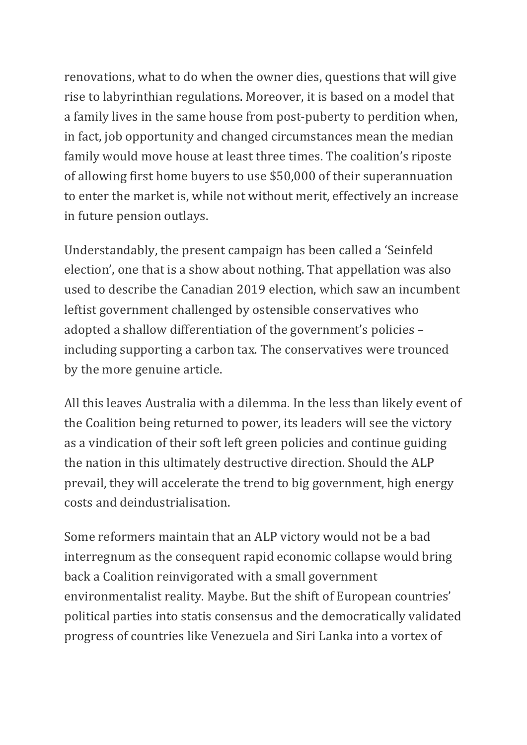renovations, what to do when the owner dies, questions that will give rise to labyrinthian regulations. Moreover, it is based on a model that a family lives in the same house from post-puberty to perdition when, in fact, job opportunity and changed circumstances mean the median family would move house at least three times. The coalition's riposte of allowing first home buyers to use $50,000 of their superannuation to enter the market is, while not without merit, effectively an increase in future pension outlays.

Understandably, the present campaign has been called a 'Seinfeld election', one that is a show about nothing. That appellation was also used to describe the Canadian 2019 election, which saw an incumbent leftist government challenged by ostensible conservatives who adopted a shallow differentiation of the government's policies – including supporting a carbon tax. The conservatives were trounced by the more genuine article.

All this leaves Australia with a dilemma. In the less than likely event of the Coalition being returned to power, its leaders will see the victory as a vindication of their soft left green policies and continue guiding the nation in this ultimately destructive direction. Should the ALP prevail, they will accelerate the trend to big government, high energy costs and deindustrialisation.

Some reformers maintain that an ALP victory would not be a bad interregnum as the consequent rapid economic collapse would bring back a Coalition reinvigorated with a small government environmentalist reality. Maybe. But the shift of European countries' political parties into statis consensus and the democratically validated progress of countries like Venezuela and Siri Lanka into a vortex of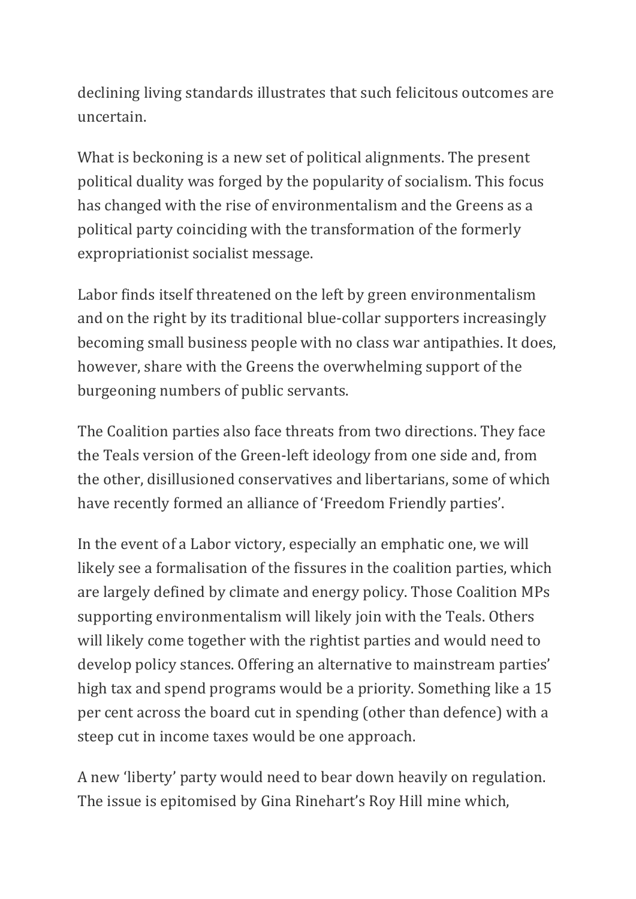declining living standards illustrates that such felicitous outcomes are uncertain.

What is beckoning is a new set of political alignments. The present political duality was forged by the popularity of socialism. This focus has changed with the rise of environmentalism and the Greens as a political party coinciding with the transformation of the formerly expropriationist socialist message.

Labor finds itself threatened on the left by green environmentalism and on the right by its traditional blue-collar supporters increasingly becoming small business people with no class war antipathies. It does, however, share with the Greens the overwhelming support of the burgeoning numbers of public servants.

The Coalition parties also face threats from two directions. They face the Teals version of the Green-left ideology from one side and, from the other, disillusioned conservatives and libertarians, some of which have recently formed an alliance of 'Freedom Friendly parties'.

In the event of a Labor victory, especially an emphatic one, we will likely see a formalisation of the fissures in the coalition parties, which are largely defined by climate and energy policy. Those Coalition MPs supporting environmentalism will likely join with the Teals. Others will likely come together with the rightist parties and would need to develop policy stances. Offering an alternative to mainstream parties' high tax and spend programs would be a priority. Something like a 15 per cent across the board cut in spending (other than defence) with a steep cut in income taxes would be one approach.

A new 'liberty' party would need to bear down heavily on regulation. The issue is epitomised by Gina Rinehart's Roy Hill mine which,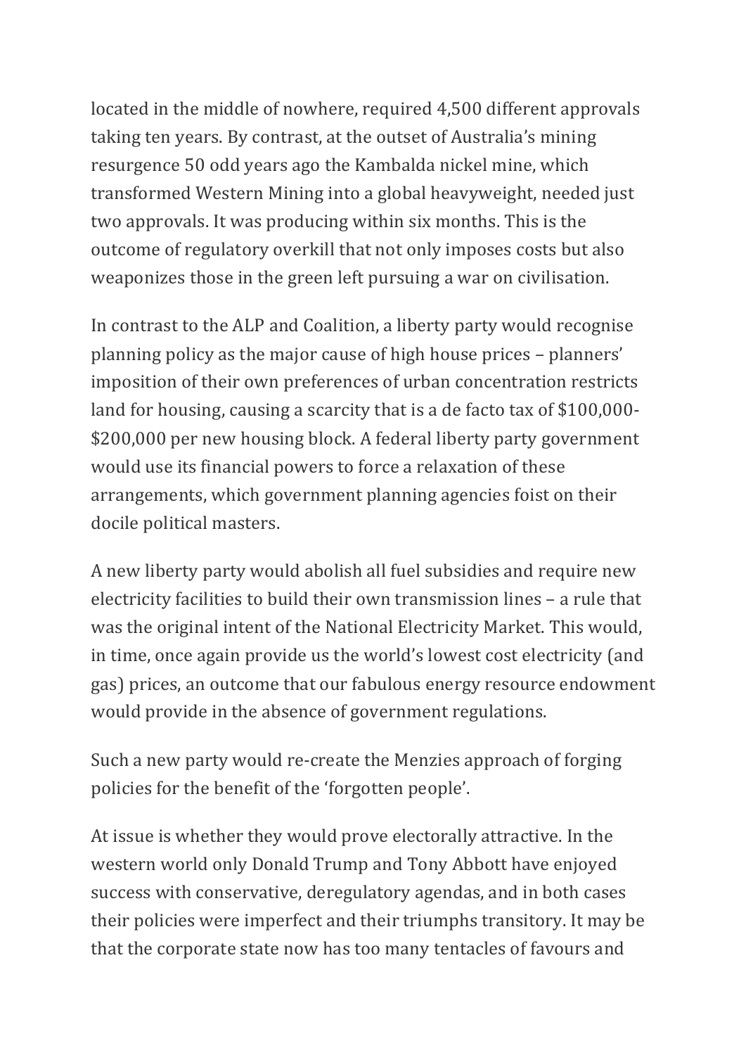located in the middle of nowhere, required 4,500 different approvals taking ten years. By contrast, at the outset of Australia's mining resurgence 50 odd years ago the Kambalda nickel mine, which transformed Western Mining into a global heavyweight, needed just two approvals. It was producing within six months. This is the outcome of regulatory overkill that not only imposes costs but also weaponizes those in the green left pursuing a war on civilisation.

In contrast to the ALP and Coalition, a liberty party would recognise planning policy as the major cause of high house prices – planners' imposition of their own preferences of urban concentration restricts land for housing, causing a scarcity that is a de facto tax of $100,000-$200,000 per new housing block. A federal liberty party government would use its financial powers to force a relaxation of these arrangements, which government planning agencies foist on their docile political masters.

A new liberty party would abolish all fuel subsidies and require new electricity facilities to build their own transmission lines – a rule that was the original intent of the National Electricity Market. This would, in time, once again provide us the world's lowest cost electricity (and gas) prices, an outcome that our fabulous energy resource endowment would provide in the absence of government regulations.

Such a new party would re-create the Menzies approach of forging policies for the benefit of the 'forgotten people'.

At issue is whether they would prove electorally attractive. In the western world only Donald Trump and Tony Abbott have enjoyed success with conservative, deregulatory agendas, and in both cases their policies were imperfect and their triumphs transitory. It may be that the corporate state now has too many tentacles of favours and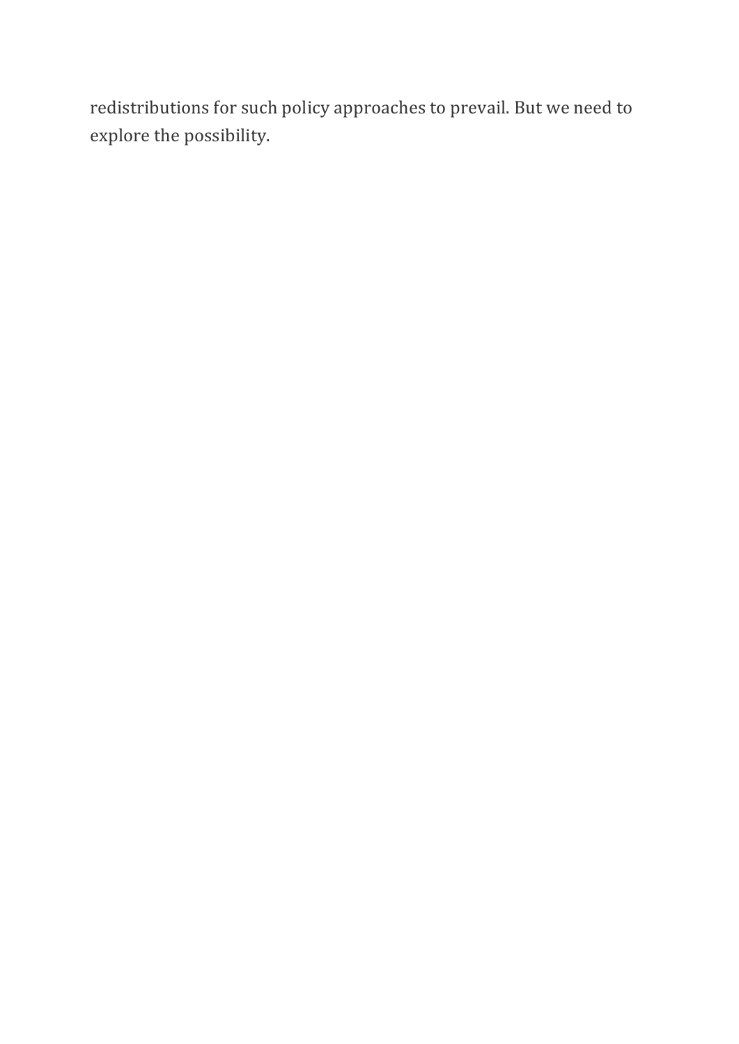redistributions for such policy approaches to prevail. But we need to explore the possibility.